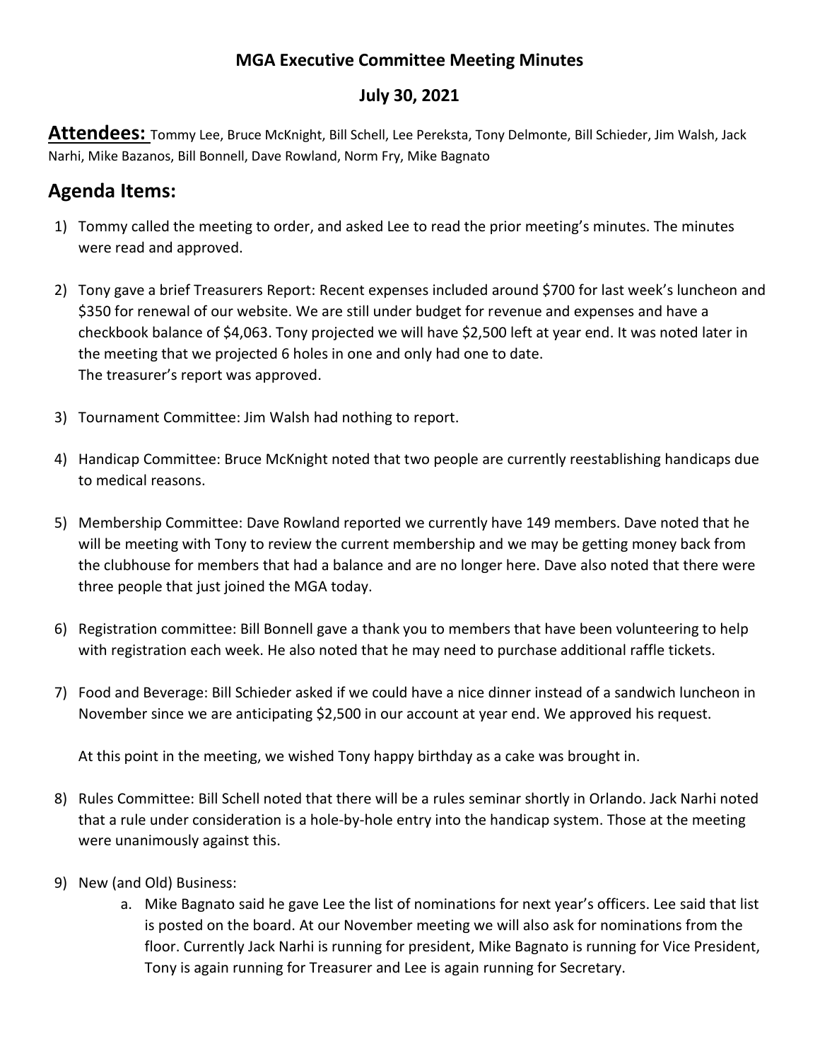**MGA Executive Committee Meeting Minutes**

**July 30, 2021**

## Attendees:

Tommy Lee, Bruce McKnight, Bill Schell, Lee Pereksta, Tony Delmonte, Bill Schieder, Jim Walsh, Jack Narhi, Mike Bazanos, Bill Bonnell, Dave Rowland, Norm Fry, Mike Bagnato

## Agenda Items:

1) Tommy called the meeting to order, and asked Lee to read the prior meeting's minutes. The minutes were read and approved.

2) Tony gave a brief Treasurers Report: Recent expenses included around $700 for last week's luncheon and $350 for renewal of our website. We are still under budget for revenue and expenses and have a checkbook balance of $4,063. Tony projected we will have $2,500 left at year end. It was noted later in the meeting that we projected 6 holes in one and only had one to date.
   The treasurer's report was approved.

3) Tournament Committee: Jim Walsh had nothing to report.

4) Handicap Committee: Bruce McKnight noted that two people are currently reestablishing handicaps due to medical reasons.

5) Membership Committee: Dave Rowland reported we currently have 149 members. Dave noted that he will be meeting with Tony to review the current membership and we may be getting money back from the clubhouse for members that had a balance and are no longer here. Dave also noted that there were three people that just joined the MGA today.

6) Registration committee: Bill Bonnell gave a thank you to members that have been volunteering to help with registration each week. He also noted that he may need to purchase additional raffle tickets.

7) Food and Beverage: Bill Schieder asked if we could have a nice dinner instead of a sandwich luncheon in November since we are anticipating $2,500 in our account at year end. We approved his request.

   At this point in the meeting, we wished Tony happy birthday as a cake was brought in.

8) Rules Committee: Bill Schell noted that there will be a rules seminar shortly in Orlando. Jack Narhi noted that a rule under consideration is a hole-by-hole entry into the handicap system. Those at the meeting were unanimously against this.

9) New (and Old) Business:
   a. Mike Bagnato said he gave Lee the list of nominations for next year's officers. Lee said that list is posted on the board. At our November meeting we will also ask for nominations from the floor. Currently Jack Narhi is running for president, Mike Bagnato is running for Vice President, Tony is again running for Treasurer and Lee is again running for Secretary.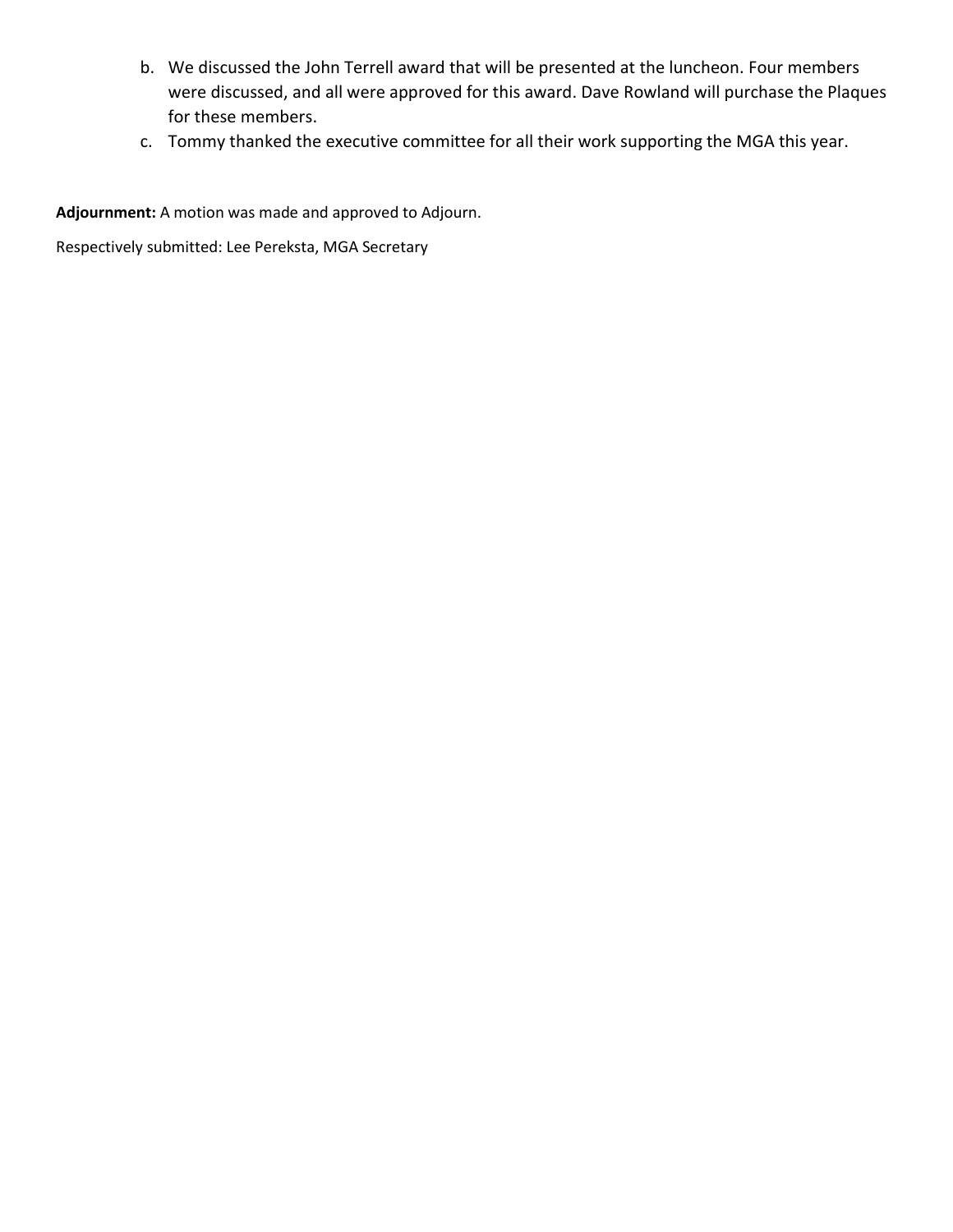b. We discussed the John Terrell award that will be presented at the luncheon. Four members were discussed, and all were approved for this award. Dave Rowland will purchase the Plaques for these members.
c. Tommy thanked the executive committee for all their work supporting the MGA this year.

**Adjournment:** A motion was made and approved to Adjourn.

Respectively submitted: Lee Pereksta, MGA Secretary